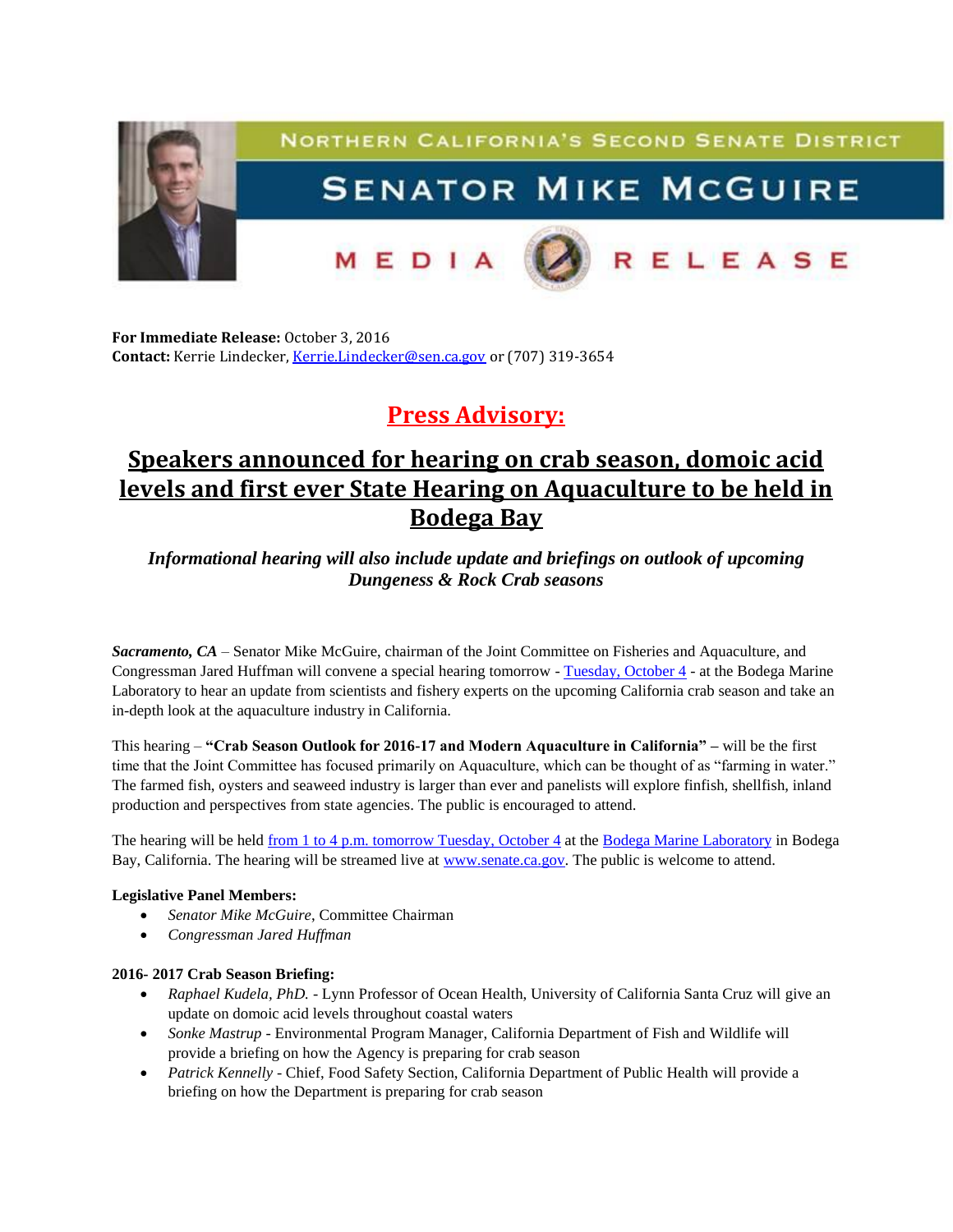NORTHERN CALIFORNIA'S SECOND SENATE DISTRICT

SENATOR MIKE MCGUIRE

MEDIA RELEASE

**For Immediate Release:** October 3, 2016
**Contact:** Kerrie Lindecker, Kerrie.Lindecker@sen.ca.gov or (707) 319-3654

# Press Advisory:

# Speakers announced for hearing on crab season, domoic acid levels and first ever State Hearing on Aquaculture to be held in Bodega Bay

***Informational hearing will also include update and briefings on outlook of upcoming Dungeness & Rock Crab seasons***

***Sacramento, CA*** – Senator Mike McGuire, chairman of the Joint Committee on Fisheries and Aquaculture, and Congressman Jared Huffman will convene a special hearing tomorrow - Tuesday, October 4 - at the Bodega Marine Laboratory to hear an update from scientists and fishery experts on the upcoming California crab season and take an in-depth look at the aquaculture industry in California.

This hearing – **"Crab Season Outlook for 2016-17 and Modern Aquaculture in California" –** will be the first time that the Joint Committee has focused primarily on Aquaculture, which can be thought of as "farming in water." The farmed fish, oysters and seaweed industry is larger than ever and panelists will explore finfish, shellfish, inland production and perspectives from state agencies. The public is encouraged to attend.

The hearing will be held from 1 to 4 p.m. tomorrow Tuesday, October 4 at the Bodega Marine Laboratory in Bodega Bay, California. The hearing will be streamed live at www.senate.ca.gov. The public is welcome to attend.

**Legislative Panel Members:**

- *Senator Mike McGuire*, Committee Chairman
- *Congressman Jared Huffman*

**2016- 2017 Crab Season Briefing:**

- *Raphael Kudela, PhD.* - Lynn Professor of Ocean Health, University of California Santa Cruz will give an update on domoic acid levels throughout coastal waters
- *Sonke Mastrup* - Environmental Program Manager, California Department of Fish and Wildlife will provide a briefing on how the Agency is preparing for crab season
- *Patrick Kennelly* - Chief, Food Safety Section, California Department of Public Health will provide a briefing on how the Department is preparing for crab season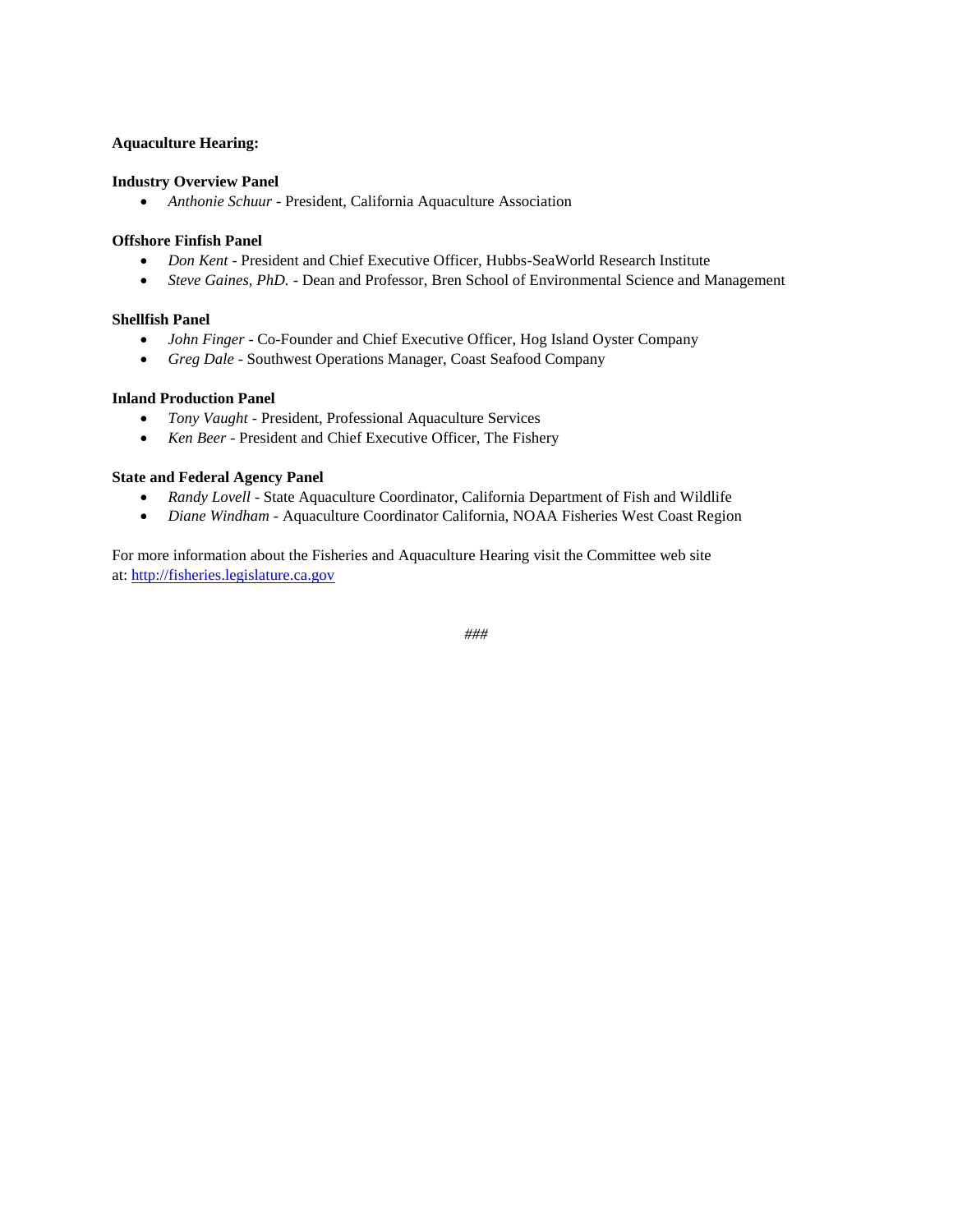**Aquaculture Hearing:**

**Industry Overview Panel**

- *Anthonie Schuur* - President, California Aquaculture Association

**Offshore Finfish Panel**

- *Don Kent* - President and Chief Executive Officer, Hubbs-SeaWorld Research Institute
- *Steve Gaines, PhD.* - Dean and Professor, Bren School of Environmental Science and Management

**Shellfish Panel**

- *John Finger* - Co-Founder and Chief Executive Officer, Hog Island Oyster Company
- *Greg Dale* - Southwest Operations Manager, Coast Seafood Company

**Inland Production Panel**

- *Tony Vaught* - President, Professional Aquaculture Services
- *Ken Beer* - President and Chief Executive Officer, The Fishery

**State and Federal Agency Panel**

- *Randy Lovell* - State Aquaculture Coordinator, California Department of Fish and Wildlife
- *Diane Windham* - Aquaculture Coordinator California, NOAA Fisheries West Coast Region

For more information about the Fisheries and Aquaculture Hearing visit the Committee web site at: http://fisheries.legislature.ca.gov

*###*